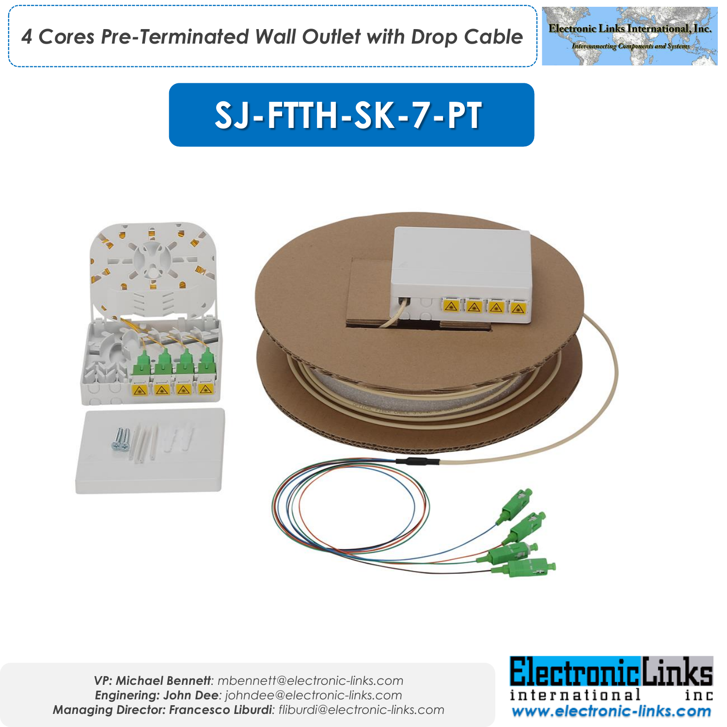# 4 Cores Pre-Terminated Wall Outlet with Drop Cable

Electronic Links International, Inc.
*Interconnecting Components and Systems*

## SJ-FTTH-SK-7-PT

***VP: Michael Bennett**: mbennett@electronic-links.com*
***Enginering: John Dee**: johndee@electronic-links.com*
***Managing Director: Francesco Liburdi**: fliburdi@electronic-links.com*

ElectronicLinks international inc
www.electronic-links.com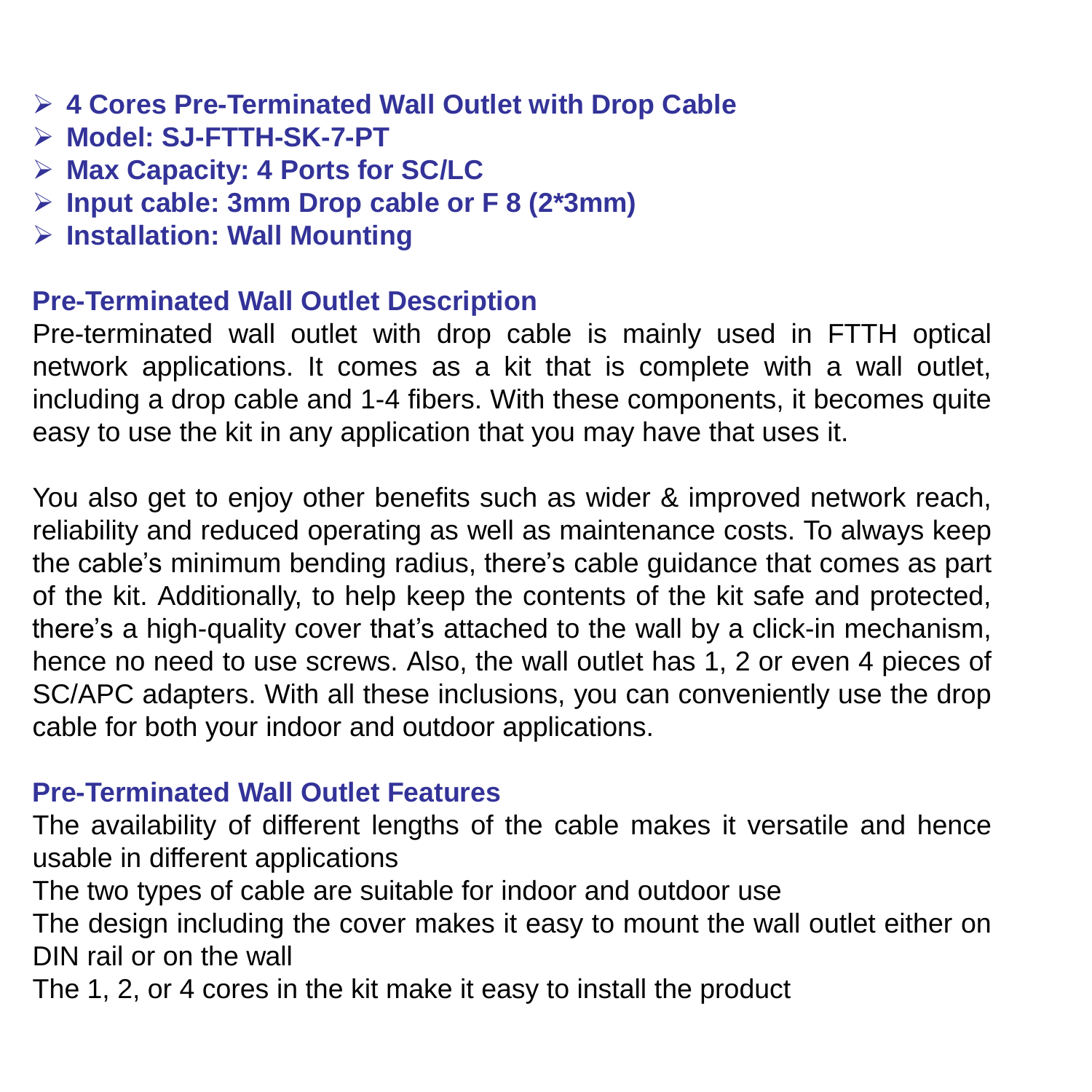- **4 Cores Pre-Terminated Wall Outlet with Drop Cable**
- **Model: SJ-FTTH-SK-7-PT**
- **Max Capacity: 4 Ports for SC/LC**
- **Input cable: 3mm Drop cable or F 8 (2*3mm)**
- **Installation: Wall Mounting**

## Pre-Terminated Wall Outlet Description

Pre-terminated wall outlet with drop cable is mainly used in FTTH optical network applications. It comes as a kit that is complete with a wall outlet, including a drop cable and 1-4 fibers. With these components, it becomes quite easy to use the kit in any application that you may have that uses it.

You also get to enjoy other benefits such as wider & improved network reach, reliability and reduced operating as well as maintenance costs. To always keep the cable's minimum bending radius, there's cable guidance that comes as part of the kit. Additionally, to help keep the contents of the kit safe and protected, there's a high-quality cover that's attached to the wall by a click-in mechanism, hence no need to use screws. Also, the wall outlet has 1, 2 or even 4 pieces of SC/APC adapters. With all these inclusions, you can conveniently use the drop cable for both your indoor and outdoor applications.

## Pre-Terminated Wall Outlet Features

The availability of different lengths of the cable makes it versatile and hence usable in different applications

The two types of cable are suitable for indoor and outdoor use

The design including the cover makes it easy to mount the wall outlet either on DIN rail or on the wall

The 1, 2, or 4 cores in the kit make it easy to install the product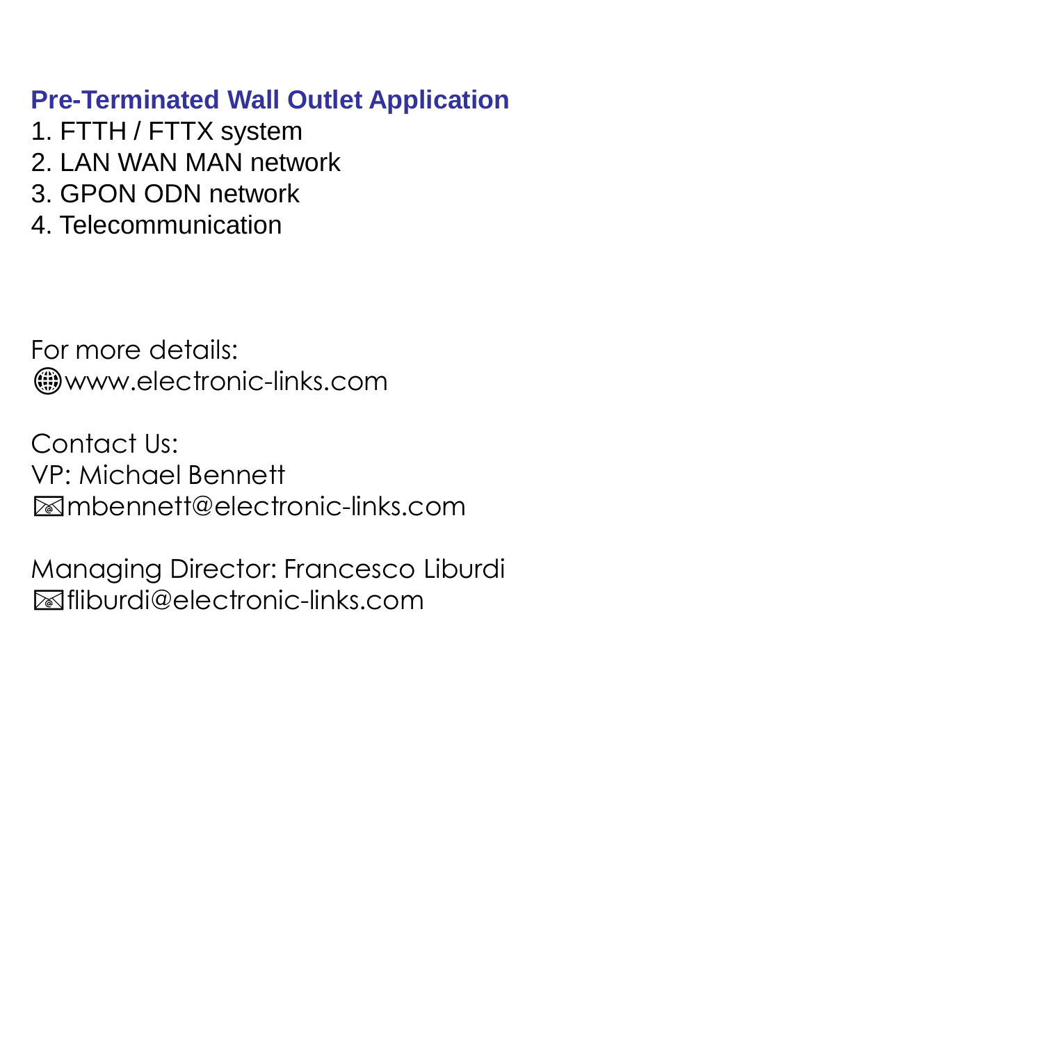## Pre-Terminated Wall Outlet Application

1. FTTH / FTTX system
2. LAN WAN MAN network
3. GPON ODN network
4. Telecommunication

For more details:
🌐www.electronic-links.com

Contact Us:
VP: Michael Bennett
📨mbennett@electronic-links.com

Managing Director: Francesco Liburdi
📨fliburdi@electronic-links.com